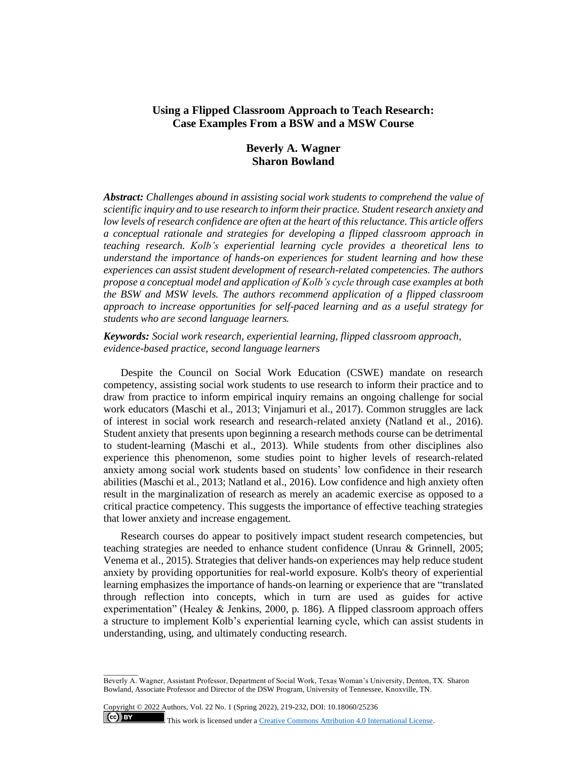# Using a Flipped Classroom Approach to Teach Research: Case Examples From a BSW and a MSW Course

**Beverly A. Wagner**
**Sharon Bowland**

***Abstract:*** *Challenges abound in assisting social work students to comprehend the value of scientific inquiry and to use research to inform their practice. Student research anxiety and low levels of research confidence are often at the heart of this reluctance. This article offers a conceptual rationale and strategies for developing a flipped classroom approach in teaching research. Kolb's experiential learning cycle provides a theoretical lens to understand the importance of hands-on experiences for student learning and how these experiences can assist student development of research-related competencies. The authors propose a conceptual model and application of Kolb's cycle through case examples at both the BSW and MSW levels. The authors recommend application of a flipped classroom approach to increase opportunities for self-paced learning and as a useful strategy for students who are second language learners.*

***Keywords:*** *Social work research, experiential learning, flipped classroom approach, evidence-based practice, second language learners*

Despite the Council on Social Work Education (CSWE) mandate on research competency, assisting social work students to use research to inform their practice and to draw from practice to inform empirical inquiry remains an ongoing challenge for social work educators (Maschi et al., 2013; Vinjamuri et al., 2017). Common struggles are lack of interest in social work research and research-related anxiety (Natland et al., 2016). Student anxiety that presents upon beginning a research methods course can be detrimental to student-learning (Maschi et al., 2013). While students from other disciplines also experience this phenomenon, some studies point to higher levels of research-related anxiety among social work students based on students' low confidence in their research abilities (Maschi et al., 2013; Natland et al., 2016). Low confidence and high anxiety often result in the marginalization of research as merely an academic exercise as opposed to a critical practice competency. This suggests the importance of effective teaching strategies that lower anxiety and increase engagement.

Research courses do appear to positively impact student research competencies, but teaching strategies are needed to enhance student confidence (Unrau & Grinnell, 2005; Venema et al., 2015). Strategies that deliver hands-on experiences may help reduce student anxiety by providing opportunities for real-world exposure. Kolb's theory of experiential learning emphasizes the importance of hands-on learning or experience that are "translated through reflection into concepts, which in turn are used as guides for active experimentation" (Healey & Jenkins, 2000, p. 186). A flipped classroom approach offers a structure to implement Kolb's experiential learning cycle, which can assist students in understanding, using, and ultimately conducting research.

---

Beverly A. Wagner, Assistant Professor, Department of Social Work, Texas Woman's University, Denton, TX. Sharon Bowland, Associate Professor and Director of the DSW Program, University of Tennessee, Knoxville, TN.

Copyright © 2022 Authors, Vol. 22 No. 1 (Spring 2022), 219-232, DOI: 10.18060/25236

This work is licensed under a Creative Commons Attribution 4.0 International License.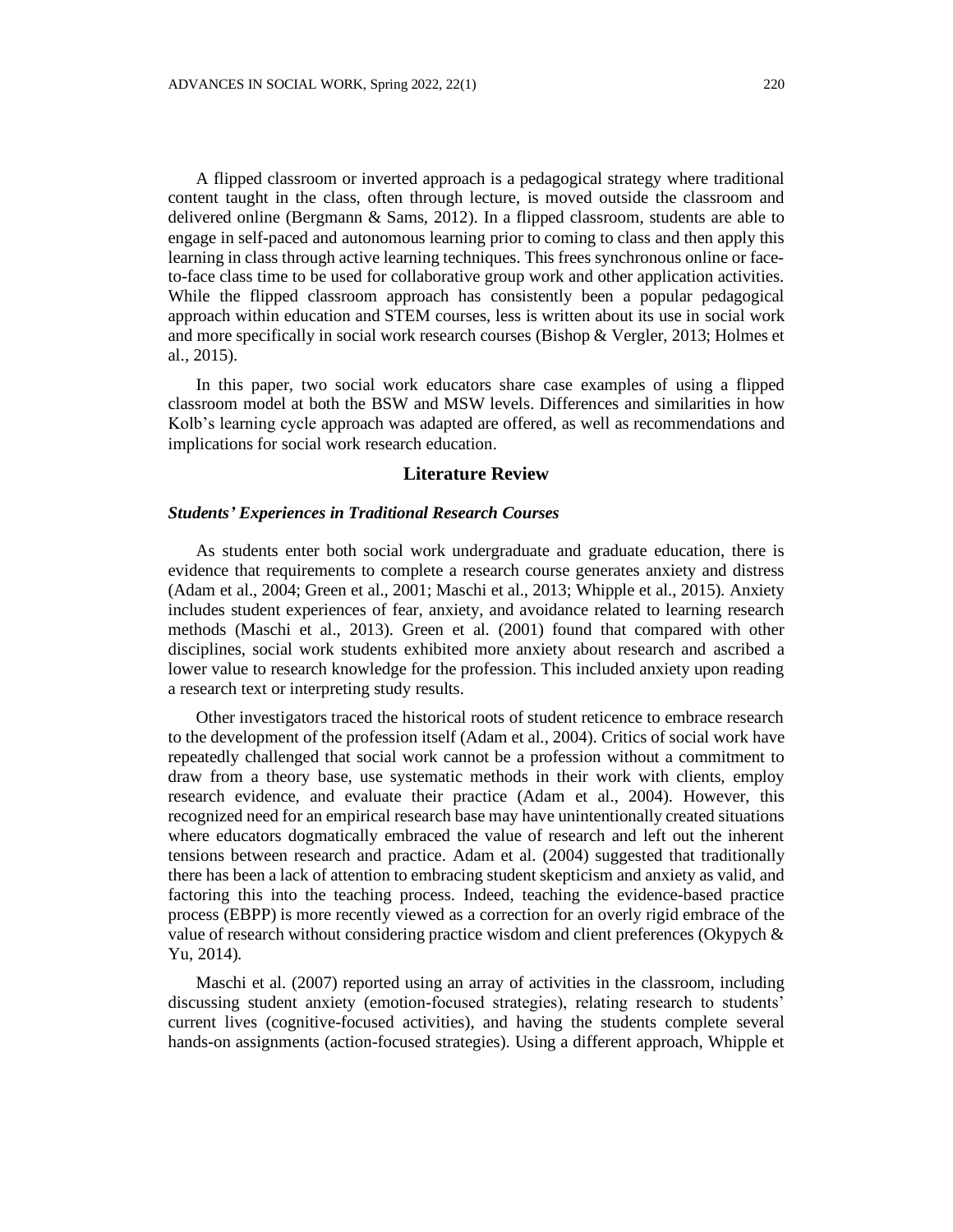A flipped classroom or inverted approach is a pedagogical strategy where traditional content taught in the class, often through lecture, is moved outside the classroom and delivered online (Bergmann & Sams, 2012). In a flipped classroom, students are able to engage in self-paced and autonomous learning prior to coming to class and then apply this learning in class through active learning techniques. This frees synchronous online or face-to-face class time to be used for collaborative group work and other application activities. While the flipped classroom approach has consistently been a popular pedagogical approach within education and STEM courses, less is written about its use in social work and more specifically in social work research courses (Bishop & Vergler, 2013; Holmes et al., 2015).

In this paper, two social work educators share case examples of using a flipped classroom model at both the BSW and MSW levels. Differences and similarities in how Kolb's learning cycle approach was adapted are offered, as well as recommendations and implications for social work research education.

## Literature Review

### *Students' Experiences in Traditional Research Courses*

As students enter both social work undergraduate and graduate education, there is evidence that requirements to complete a research course generates anxiety and distress (Adam et al., 2004; Green et al., 2001; Maschi et al., 2013; Whipple et al., 2015). Anxiety includes student experiences of fear, anxiety, and avoidance related to learning research methods (Maschi et al., 2013). Green et al. (2001) found that compared with other disciplines, social work students exhibited more anxiety about research and ascribed a lower value to research knowledge for the profession. This included anxiety upon reading a research text or interpreting study results.

Other investigators traced the historical roots of student reticence to embrace research to the development of the profession itself (Adam et al., 2004). Critics of social work have repeatedly challenged that social work cannot be a profession without a commitment to draw from a theory base, use systematic methods in their work with clients, employ research evidence, and evaluate their practice (Adam et al., 2004). However, this recognized need for an empirical research base may have unintentionally created situations where educators dogmatically embraced the value of research and left out the inherent tensions between research and practice. Adam et al. (2004) suggested that traditionally there has been a lack of attention to embracing student skepticism and anxiety as valid, and factoring this into the teaching process. Indeed, teaching the evidence-based practice process (EBPP) is more recently viewed as a correction for an overly rigid embrace of the value of research without considering practice wisdom and client preferences (Okypych & Yu, 2014).

Maschi et al. (2007) reported using an array of activities in the classroom, including discussing student anxiety (emotion-focused strategies), relating research to students' current lives (cognitive-focused activities), and having the students complete several hands-on assignments (action-focused strategies). Using a different approach, Whipple et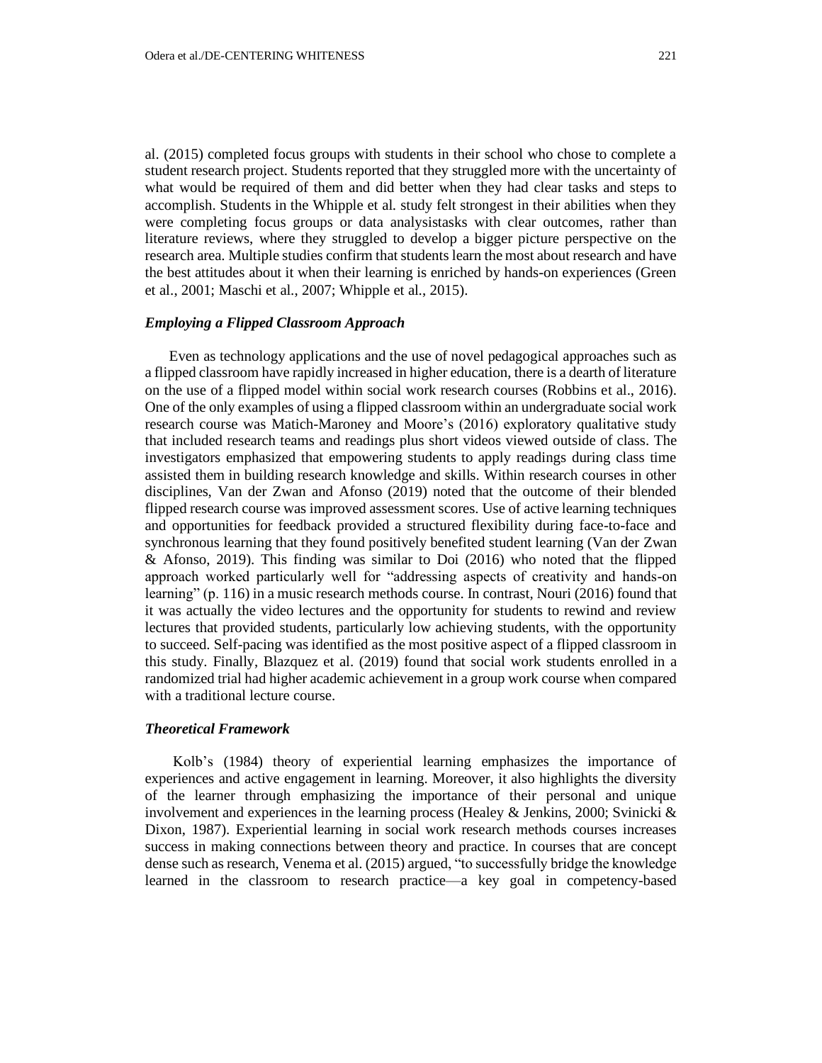al. (2015) completed focus groups with students in their school who chose to complete a student research project. Students reported that they struggled more with the uncertainty of what would be required of them and did better when they had clear tasks and steps to accomplish. Students in the Whipple et al. study felt strongest in their abilities when they were completing focus groups or data analysistasks with clear outcomes, rather than literature reviews, where they struggled to develop a bigger picture perspective on the research area. Multiple studies confirm that students learn the most about research and have the best attitudes about it when their learning is enriched by hands-on experiences (Green et al., 2001; Maschi et al., 2007; Whipple et al., 2015).

### *Employing a Flipped Classroom Approach*

Even as technology applications and the use of novel pedagogical approaches such as a flipped classroom have rapidly increased in higher education, there is a dearth of literature on the use of a flipped model within social work research courses (Robbins et al., 2016). One of the only examples of using a flipped classroom within an undergraduate social work research course was Matich-Maroney and Moore's (2016) exploratory qualitative study that included research teams and readings plus short videos viewed outside of class. The investigators emphasized that empowering students to apply readings during class time assisted them in building research knowledge and skills. Within research courses in other disciplines, Van der Zwan and Afonso (2019) noted that the outcome of their blended flipped research course was improved assessment scores. Use of active learning techniques and opportunities for feedback provided a structured flexibility during face-to-face and synchronous learning that they found positively benefited student learning (Van der Zwan & Afonso, 2019). This finding was similar to Doi (2016) who noted that the flipped approach worked particularly well for "addressing aspects of creativity and hands-on learning" (p. 116) in a music research methods course. In contrast, Nouri (2016) found that it was actually the video lectures and the opportunity for students to rewind and review lectures that provided students, particularly low achieving students, with the opportunity to succeed. Self-pacing was identified as the most positive aspect of a flipped classroom in this study. Finally, Blazquez et al. (2019) found that social work students enrolled in a randomized trial had higher academic achievement in a group work course when compared with a traditional lecture course.

### *Theoretical Framework*

Kolb's (1984) theory of experiential learning emphasizes the importance of experiences and active engagement in learning. Moreover, it also highlights the diversity of the learner through emphasizing the importance of their personal and unique involvement and experiences in the learning process (Healey & Jenkins, 2000; Svinicki & Dixon, 1987). Experiential learning in social work research methods courses increases success in making connections between theory and practice. In courses that are concept dense such as research, Venema et al. (2015) argued, "to successfully bridge the knowledge learned in the classroom to research practice—a key goal in competency-based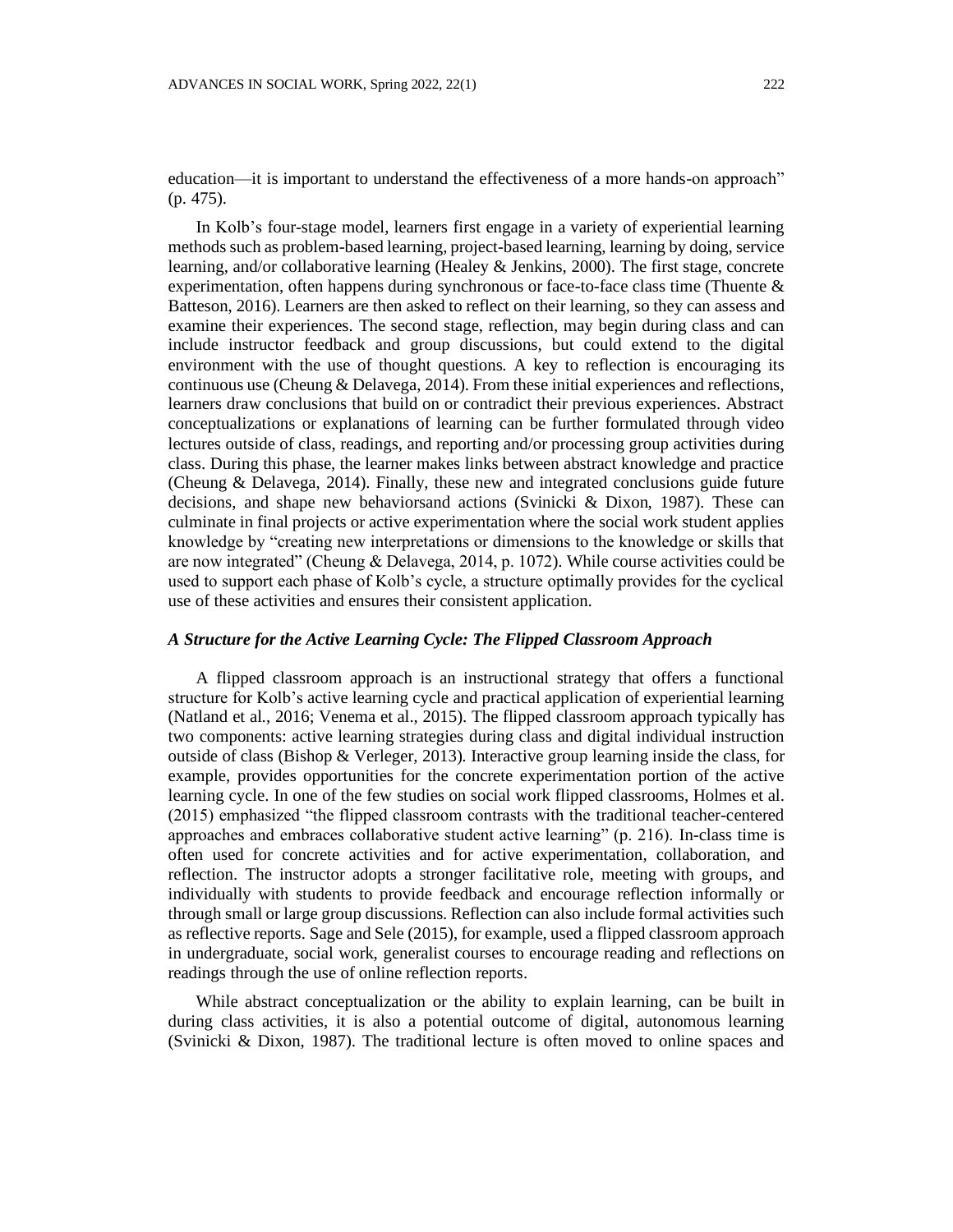education—it is important to understand the effectiveness of a more hands-on approach" (p. 475).

In Kolb's four-stage model, learners first engage in a variety of experiential learning methods such as problem-based learning, project-based learning, learning by doing, service learning, and/or collaborative learning (Healey & Jenkins, 2000). The first stage, concrete experimentation, often happens during synchronous or face-to-face class time (Thuente & Batteson, 2016). Learners are then asked to reflect on their learning, so they can assess and examine their experiences. The second stage, reflection, may begin during class and can include instructor feedback and group discussions, but could extend to the digital environment with the use of thought questions. A key to reflection is encouraging its continuous use (Cheung & Delavega, 2014). From these initial experiences and reflections, learners draw conclusions that build on or contradict their previous experiences. Abstract conceptualizations or explanations of learning can be further formulated through video lectures outside of class, readings, and reporting and/or processing group activities during class. During this phase, the learner makes links between abstract knowledge and practice (Cheung & Delavega, 2014). Finally, these new and integrated conclusions guide future decisions, and shape new behaviorsand actions (Svinicki & Dixon, 1987). These can culminate in final projects or active experimentation where the social work student applies knowledge by "creating new interpretations or dimensions to the knowledge or skills that are now integrated" (Cheung & Delavega, 2014, p. 1072). While course activities could be used to support each phase of Kolb's cycle, a structure optimally provides for the cyclical use of these activities and ensures their consistent application.

### *A Structure for the Active Learning Cycle: The Flipped Classroom Approach*

A flipped classroom approach is an instructional strategy that offers a functional structure for Kolb's active learning cycle and practical application of experiential learning (Natland et al., 2016; Venema et al., 2015). The flipped classroom approach typically has two components: active learning strategies during class and digital individual instruction outside of class (Bishop & Verleger, 2013). Interactive group learning inside the class, for example, provides opportunities for the concrete experimentation portion of the active learning cycle. In one of the few studies on social work flipped classrooms, Holmes et al. (2015) emphasized "the flipped classroom contrasts with the traditional teacher-centered approaches and embraces collaborative student active learning" (p. 216). In-class time is often used for concrete activities and for active experimentation, collaboration, and reflection. The instructor adopts a stronger facilitative role, meeting with groups, and individually with students to provide feedback and encourage reflection informally or through small or large group discussions. Reflection can also include formal activities such as reflective reports. Sage and Sele (2015), for example, used a flipped classroom approach in undergraduate, social work, generalist courses to encourage reading and reflections on readings through the use of online reflection reports.

While abstract conceptualization or the ability to explain learning, can be built in during class activities, it is also a potential outcome of digital, autonomous learning (Svinicki & Dixon, 1987). The traditional lecture is often moved to online spaces and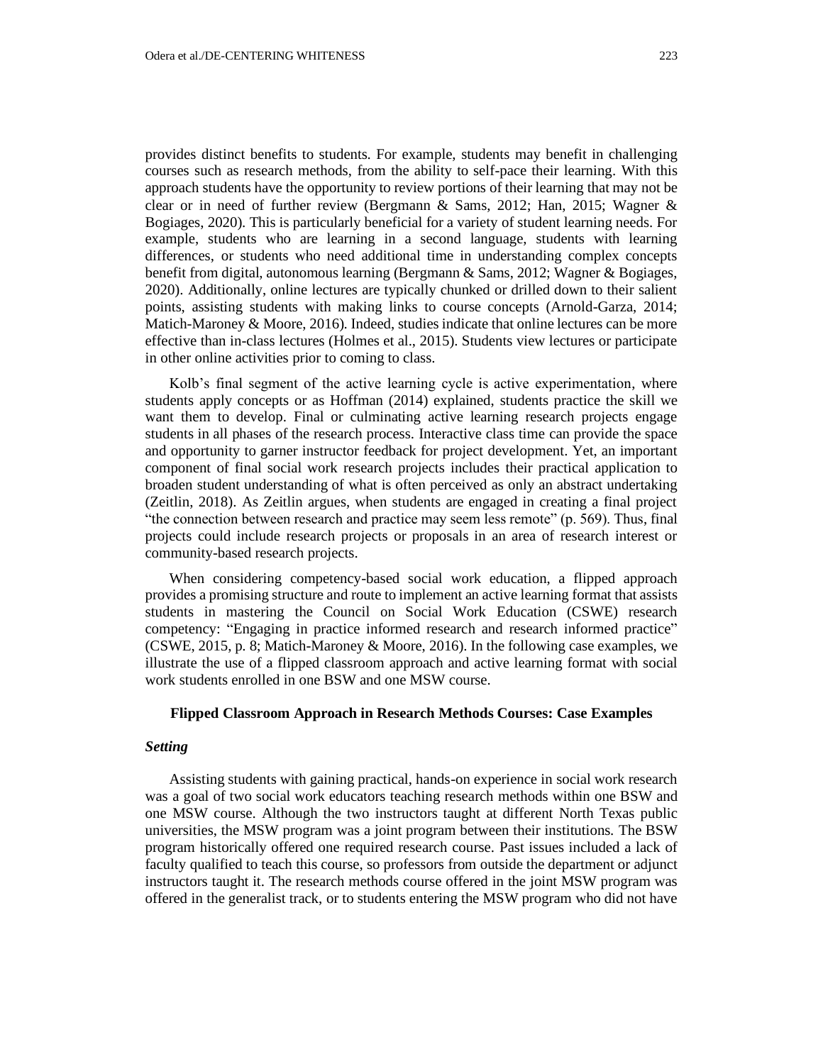provides distinct benefits to students. For example, students may benefit in challenging courses such as research methods, from the ability to self-pace their learning. With this approach students have the opportunity to review portions of their learning that may not be clear or in need of further review (Bergmann & Sams, 2012; Han, 2015; Wagner & Bogiages, 2020). This is particularly beneficial for a variety of student learning needs. For example, students who are learning in a second language, students with learning differences, or students who need additional time in understanding complex concepts benefit from digital, autonomous learning (Bergmann & Sams, 2012; Wagner & Bogiages, 2020). Additionally, online lectures are typically chunked or drilled down to their salient points, assisting students with making links to course concepts (Arnold-Garza, 2014; Matich-Maroney & Moore, 2016). Indeed, studies indicate that online lectures can be more effective than in-class lectures (Holmes et al., 2015). Students view lectures or participate in other online activities prior to coming to class.

Kolb's final segment of the active learning cycle is active experimentation, where students apply concepts or as Hoffman (2014) explained, students practice the skill we want them to develop. Final or culminating active learning research projects engage students in all phases of the research process. Interactive class time can provide the space and opportunity to garner instructor feedback for project development. Yet, an important component of final social work research projects includes their practical application to broaden student understanding of what is often perceived as only an abstract undertaking (Zeitlin, 2018). As Zeitlin argues, when students are engaged in creating a final project "the connection between research and practice may seem less remote" (p. 569). Thus, final projects could include research projects or proposals in an area of research interest or community-based research projects.

When considering competency-based social work education, a flipped approach provides a promising structure and route to implement an active learning format that assists students in mastering the Council on Social Work Education (CSWE) research competency: "Engaging in practice informed research and research informed practice" (CSWE, 2015, p. 8; Matich-Maroney & Moore, 2016). In the following case examples, we illustrate the use of a flipped classroom approach and active learning format with social work students enrolled in one BSW and one MSW course.

## Flipped Classroom Approach in Research Methods Courses: Case Examples

### *Setting*

Assisting students with gaining practical, hands-on experience in social work research was a goal of two social work educators teaching research methods within one BSW and one MSW course. Although the two instructors taught at different North Texas public universities, the MSW program was a joint program between their institutions. The BSW program historically offered one required research course. Past issues included a lack of faculty qualified to teach this course, so professors from outside the department or adjunct instructors taught it. The research methods course offered in the joint MSW program was offered in the generalist track, or to students entering the MSW program who did not have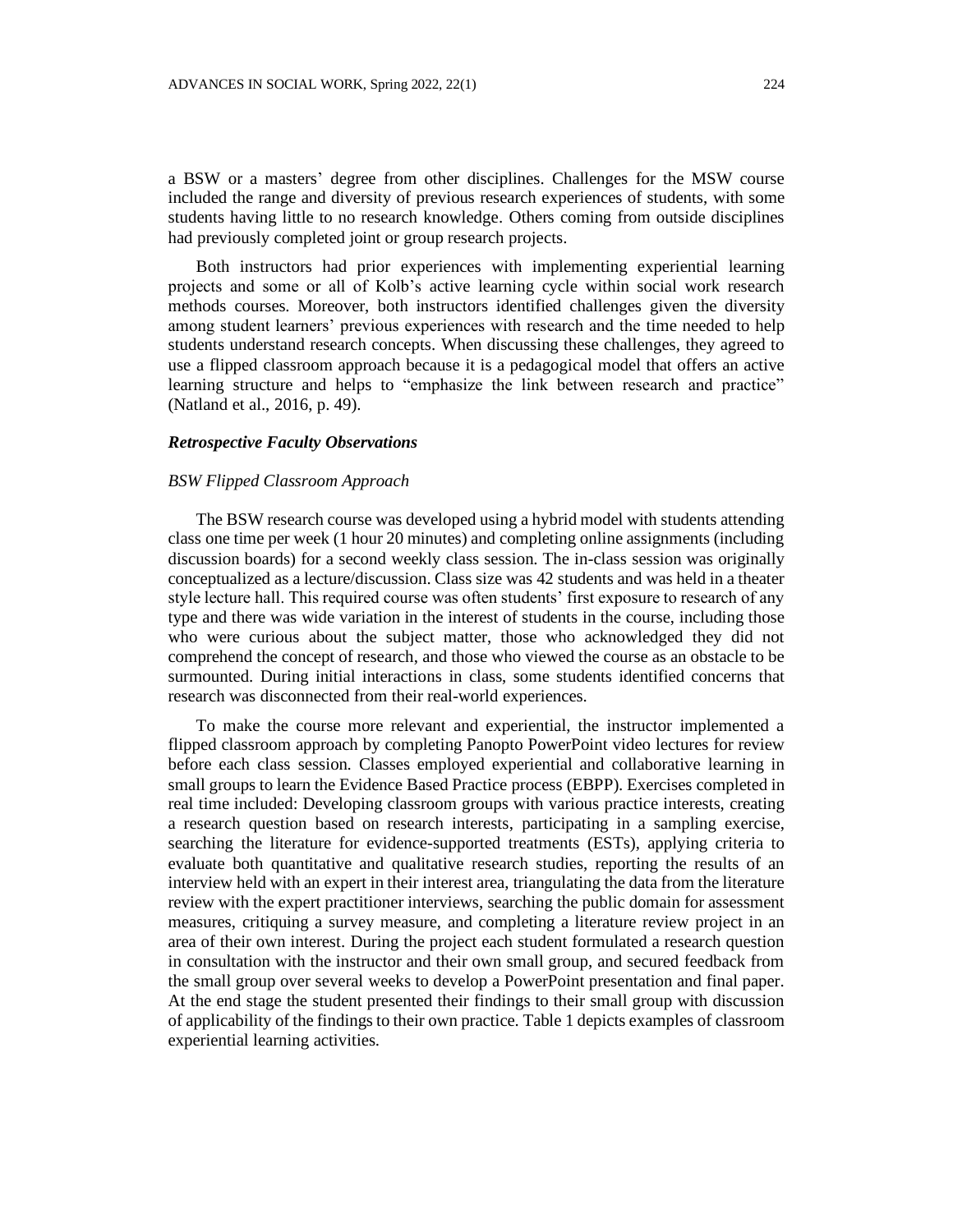a BSW or a masters' degree from other disciplines. Challenges for the MSW course included the range and diversity of previous research experiences of students, with some students having little to no research knowledge. Others coming from outside disciplines had previously completed joint or group research projects.

Both instructors had prior experiences with implementing experiential learning projects and some or all of Kolb's active learning cycle within social work research methods courses. Moreover, both instructors identified challenges given the diversity among student learners' previous experiences with research and the time needed to help students understand research concepts. When discussing these challenges, they agreed to use a flipped classroom approach because it is a pedagogical model that offers an active learning structure and helps to "emphasize the link between research and practice" (Natland et al., 2016, p. 49).

### *Retrospective Faculty Observations*

#### *BSW Flipped Classroom Approach*

The BSW research course was developed using a hybrid model with students attending class one time per week (1 hour 20 minutes) and completing online assignments (including discussion boards) for a second weekly class session. The in-class session was originally conceptualized as a lecture/discussion. Class size was 42 students and was held in a theater style lecture hall. This required course was often students' first exposure to research of any type and there was wide variation in the interest of students in the course, including those who were curious about the subject matter, those who acknowledged they did not comprehend the concept of research, and those who viewed the course as an obstacle to be surmounted. During initial interactions in class, some students identified concerns that research was disconnected from their real-world experiences.

To make the course more relevant and experiential, the instructor implemented a flipped classroom approach by completing Panopto PowerPoint video lectures for review before each class session. Classes employed experiential and collaborative learning in small groups to learn the Evidence Based Practice process (EBPP). Exercises completed in real time included: Developing classroom groups with various practice interests, creating a research question based on research interests, participating in a sampling exercise, searching the literature for evidence-supported treatments (ESTs), applying criteria to evaluate both quantitative and qualitative research studies, reporting the results of an interview held with an expert in their interest area, triangulating the data from the literature review with the expert practitioner interviews, searching the public domain for assessment measures, critiquing a survey measure, and completing a literature review project in an area of their own interest. During the project each student formulated a research question in consultation with the instructor and their own small group, and secured feedback from the small group over several weeks to develop a PowerPoint presentation and final paper. At the end stage the student presented their findings to their small group with discussion of applicability of the findings to their own practice. Table 1 depicts examples of classroom experiential learning activities.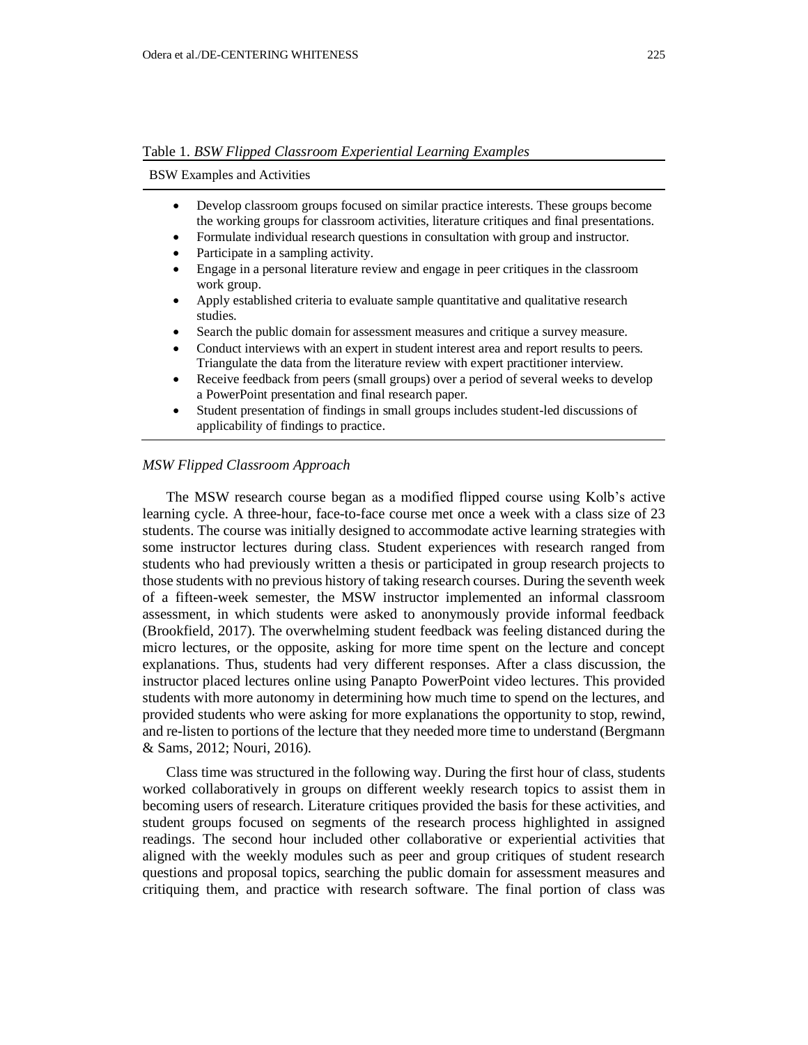Table 1. *BSW Flipped Classroom Experiential Learning Examples*

| BSW Examples and Activities |
| --- |
| • Develop classroom groups focused on similar practice interests. These groups become the working groups for classroom activities, literature critiques and final presentations.<br>• Formulate individual research questions in consultation with group and instructor.<br>• Participate in a sampling activity.<br>• Engage in a personal literature review and engage in peer critiques in the classroom work group.<br>• Apply established criteria to evaluate sample quantitative and qualitative research studies.<br>• Search the public domain for assessment measures and critique a survey measure.<br>• Conduct interviews with an expert in student interest area and report results to peers. Triangulate the data from the literature review with expert practitioner interview.<br>• Receive feedback from peers (small groups) over a period of several weeks to develop a PowerPoint presentation and final research paper.<br>• Student presentation of findings in small groups includes student-led discussions of applicability of findings to practice. |

### *MSW Flipped Classroom Approach*

The MSW research course began as a modified flipped course using Kolb's active learning cycle. A three-hour, face-to-face course met once a week with a class size of 23 students. The course was initially designed to accommodate active learning strategies with some instructor lectures during class. Student experiences with research ranged from students who had previously written a thesis or participated in group research projects to those students with no previous history of taking research courses. During the seventh week of a fifteen-week semester, the MSW instructor implemented an informal classroom assessment, in which students were asked to anonymously provide informal feedback (Brookfield, 2017). The overwhelming student feedback was feeling distanced during the micro lectures, or the opposite, asking for more time spent on the lecture and concept explanations. Thus, students had very different responses. After a class discussion, the instructor placed lectures online using Panapto PowerPoint video lectures. This provided students with more autonomy in determining how much time to spend on the lectures, and provided students who were asking for more explanations the opportunity to stop, rewind, and re-listen to portions of the lecture that they needed more time to understand (Bergmann & Sams, 2012; Nouri, 2016).

Class time was structured in the following way. During the first hour of class, students worked collaboratively in groups on different weekly research topics to assist them in becoming users of research. Literature critiques provided the basis for these activities, and student groups focused on segments of the research process highlighted in assigned readings. The second hour included other collaborative or experiential activities that aligned with the weekly modules such as peer and group critiques of student research questions and proposal topics, searching the public domain for assessment measures and critiquing them, and practice with research software. The final portion of class was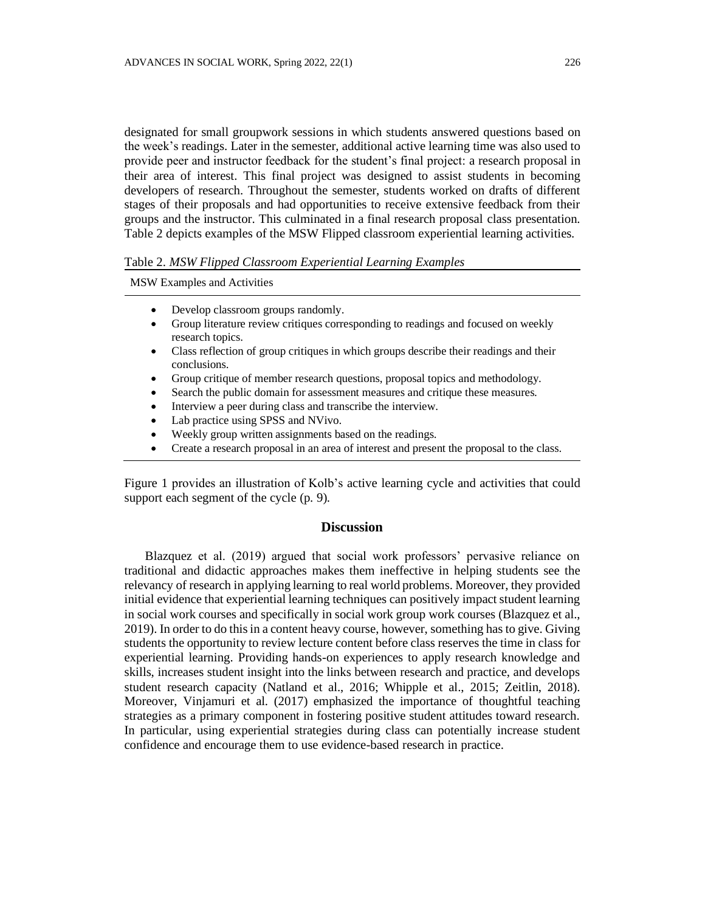designated for small groupwork sessions in which students answered questions based on the week's readings. Later in the semester, additional active learning time was also used to provide peer and instructor feedback for the student's final project: a research proposal in their area of interest. This final project was designed to assist students in becoming developers of research. Throughout the semester, students worked on drafts of different stages of their proposals and had opportunities to receive extensive feedback from their groups and the instructor. This culminated in a final research proposal class presentation. Table 2 depicts examples of the MSW Flipped classroom experiential learning activities.

Table 2. *MSW Flipped Classroom Experiential Learning Examples*

| MSW Examples and Activities |
| --- |
| • Develop classroom groups randomly.<br>• Group literature review critiques corresponding to readings and focused on weekly research topics.<br>• Class reflection of group critiques in which groups describe their readings and their conclusions.<br>• Group critique of member research questions, proposal topics and methodology.<br>• Search the public domain for assessment measures and critique these measures.<br>• Interview a peer during class and transcribe the interview.<br>• Lab practice using SPSS and NVivo.<br>• Weekly group written assignments based on the readings.<br>• Create a research proposal in an area of interest and present the proposal to the class. |

Figure 1 provides an illustration of Kolb's active learning cycle and activities that could support each segment of the cycle (p. 9).

## Discussion

Blazquez et al. (2019) argued that social work professors' pervasive reliance on traditional and didactic approaches makes them ineffective in helping students see the relevancy of research in applying learning to real world problems. Moreover, they provided initial evidence that experiential learning techniques can positively impact student learning in social work courses and specifically in social work group work courses (Blazquez et al., 2019). In order to do this in a content heavy course, however, something has to give. Giving students the opportunity to review lecture content before class reserves the time in class for experiential learning. Providing hands-on experiences to apply research knowledge and skills, increases student insight into the links between research and practice, and develops student research capacity (Natland et al., 2016; Whipple et al., 2015; Zeitlin, 2018). Moreover, Vinjamuri et al. (2017) emphasized the importance of thoughtful teaching strategies as a primary component in fostering positive student attitudes toward research. In particular, using experiential strategies during class can potentially increase student confidence and encourage them to use evidence-based research in practice.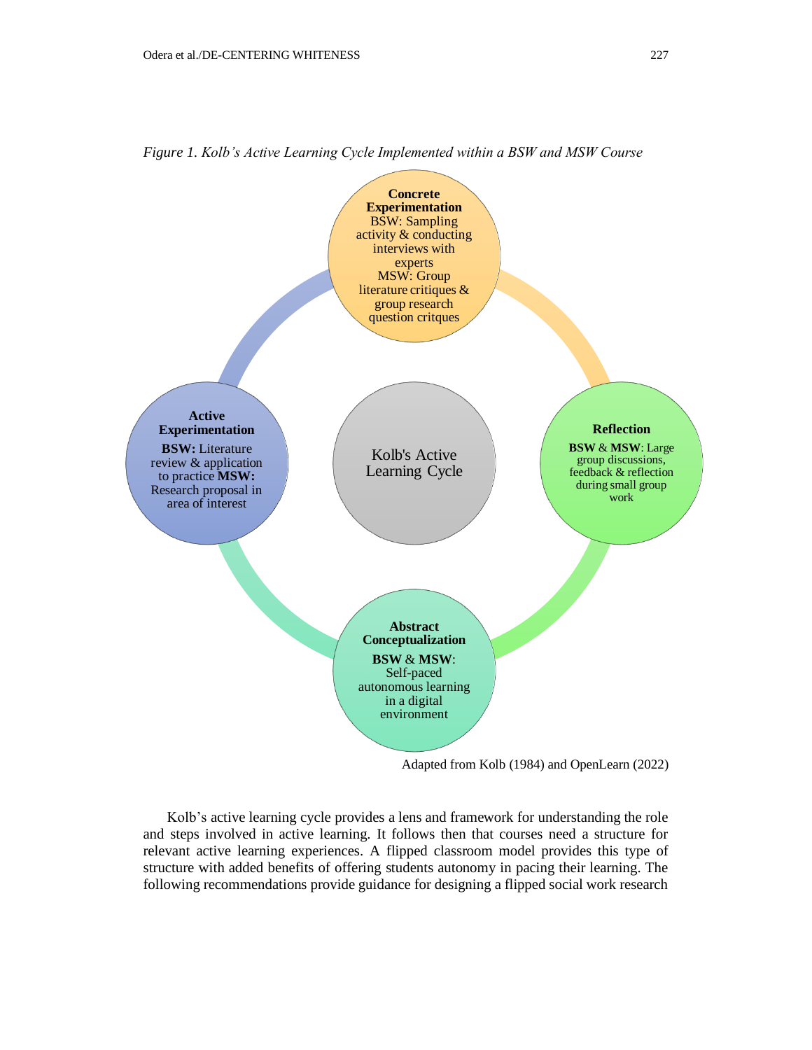*Figure 1. Kolb's Active Learning Cycle Implemented within a BSW and MSW Course*

**Concrete Experimentation**
BSW: Sampling activity & conducting interviews with experts
MSW: Group literature critiques & group research question critques

**Reflection**
**BSW** & **MSW**: Large group discussions, feedback & reflection during small group work

**Abstract Conceptualization**
**BSW** & **MSW**: Self-paced autonomous learning in a digital environment

**Active Experimentation**
**BSW:** Literature review & application to practice **MSW:** Research proposal in area of interest

Kolb's Active Learning Cycle

Adapted from Kolb (1984) and OpenLearn (2022)

Kolb's active learning cycle provides a lens and framework for understanding the role and steps involved in active learning. It follows then that courses need a structure for relevant active learning experiences. A flipped classroom model provides this type of structure with added benefits of offering students autonomy in pacing their learning. The following recommendations provide guidance for designing a flipped social work research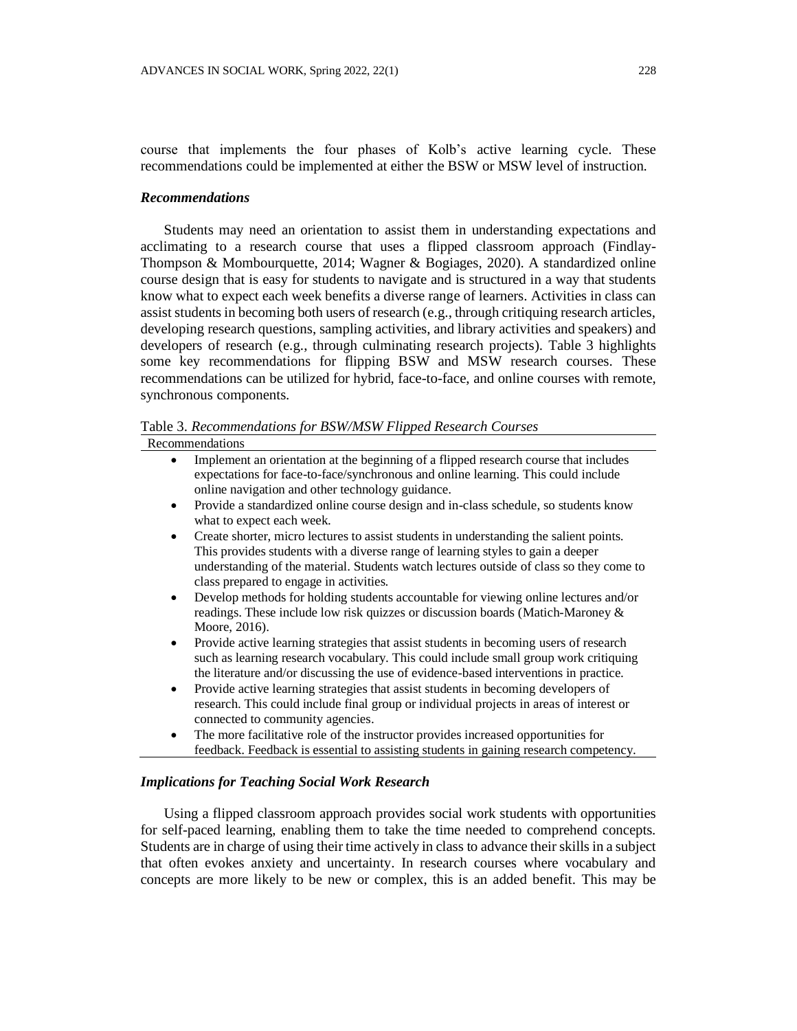course that implements the four phases of Kolb's active learning cycle. These recommendations could be implemented at either the BSW or MSW level of instruction.

### *Recommendations*

Students may need an orientation to assist them in understanding expectations and acclimating to a research course that uses a flipped classroom approach (Findlay-Thompson & Mombourquette, 2014; Wagner & Bogiages, 2020). A standardized online course design that is easy for students to navigate and is structured in a way that students know what to expect each week benefits a diverse range of learners. Activities in class can assist students in becoming both users of research (e.g., through critiquing research articles, developing research questions, sampling activities, and library activities and speakers) and developers of research (e.g., through culminating research projects). Table 3 highlights some key recommendations for flipping BSW and MSW research courses. These recommendations can be utilized for hybrid, face-to-face, and online courses with remote, synchronous components.

Table 3. *Recommendations for BSW/MSW Flipped Research Courses*

| Recommendations |
| --- |
| • Implement an orientation at the beginning of a flipped research course that includes expectations for face-to-face/synchronous and online learning. This could include online navigation and other technology guidance. |
| • Provide a standardized online course design and in-class schedule, so students know what to expect each week. |
| • Create shorter, micro lectures to assist students in understanding the salient points. This provides students with a diverse range of learning styles to gain a deeper understanding of the material. Students watch lectures outside of class so they come to class prepared to engage in activities. |
| • Develop methods for holding students accountable for viewing online lectures and/or readings. These include low risk quizzes or discussion boards (Matich-Maroney & Moore, 2016). |
| • Provide active learning strategies that assist students in becoming users of research such as learning research vocabulary. This could include small group work critiquing the literature and/or discussing the use of evidence-based interventions in practice. |
| • Provide active learning strategies that assist students in becoming developers of research. This could include final group or individual projects in areas of interest or connected to community agencies. |
| • The more facilitative role of the instructor provides increased opportunities for feedback. Feedback is essential to assisting students in gaining research competency. |

### *Implications for Teaching Social Work Research*

Using a flipped classroom approach provides social work students with opportunities for self-paced learning, enabling them to take the time needed to comprehend concepts. Students are in charge of using their time actively in class to advance their skills in a subject that often evokes anxiety and uncertainty. In research courses where vocabulary and concepts are more likely to be new or complex, this is an added benefit. This may be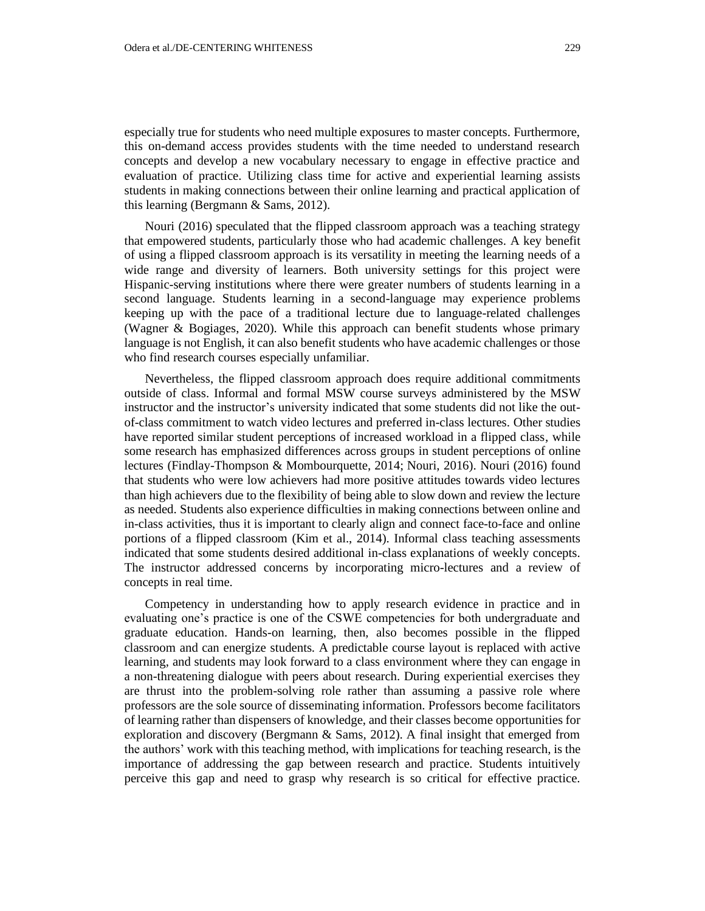especially true for students who need multiple exposures to master concepts. Furthermore, this on-demand access provides students with the time needed to understand research concepts and develop a new vocabulary necessary to engage in effective practice and evaluation of practice. Utilizing class time for active and experiential learning assists students in making connections between their online learning and practical application of this learning (Bergmann & Sams, 2012).

Nouri (2016) speculated that the flipped classroom approach was a teaching strategy that empowered students, particularly those who had academic challenges. A key benefit of using a flipped classroom approach is its versatility in meeting the learning needs of a wide range and diversity of learners. Both university settings for this project were Hispanic-serving institutions where there were greater numbers of students learning in a second language. Students learning in a second-language may experience problems keeping up with the pace of a traditional lecture due to language-related challenges (Wagner & Bogiages, 2020). While this approach can benefit students whose primary language is not English, it can also benefit students who have academic challenges or those who find research courses especially unfamiliar.

Nevertheless, the flipped classroom approach does require additional commitments outside of class. Informal and formal MSW course surveys administered by the MSW instructor and the instructor's university indicated that some students did not like the out-of-class commitment to watch video lectures and preferred in-class lectures. Other studies have reported similar student perceptions of increased workload in a flipped class, while some research has emphasized differences across groups in student perceptions of online lectures (Findlay-Thompson & Mombourquette, 2014; Nouri, 2016). Nouri (2016) found that students who were low achievers had more positive attitudes towards video lectures than high achievers due to the flexibility of being able to slow down and review the lecture as needed. Students also experience difficulties in making connections between online and in-class activities, thus it is important to clearly align and connect face-to-face and online portions of a flipped classroom (Kim et al., 2014). Informal class teaching assessments indicated that some students desired additional in-class explanations of weekly concepts. The instructor addressed concerns by incorporating micro-lectures and a review of concepts in real time.

Competency in understanding how to apply research evidence in practice and in evaluating one's practice is one of the CSWE competencies for both undergraduate and graduate education. Hands-on learning, then, also becomes possible in the flipped classroom and can energize students. A predictable course layout is replaced with active learning, and students may look forward to a class environment where they can engage in a non-threatening dialogue with peers about research. During experiential exercises they are thrust into the problem-solving role rather than assuming a passive role where professors are the sole source of disseminating information. Professors become facilitators of learning rather than dispensers of knowledge, and their classes become opportunities for exploration and discovery (Bergmann & Sams, 2012). A final insight that emerged from the authors' work with this teaching method, with implications for teaching research, is the importance of addressing the gap between research and practice. Students intuitively perceive this gap and need to grasp why research is so critical for effective practice.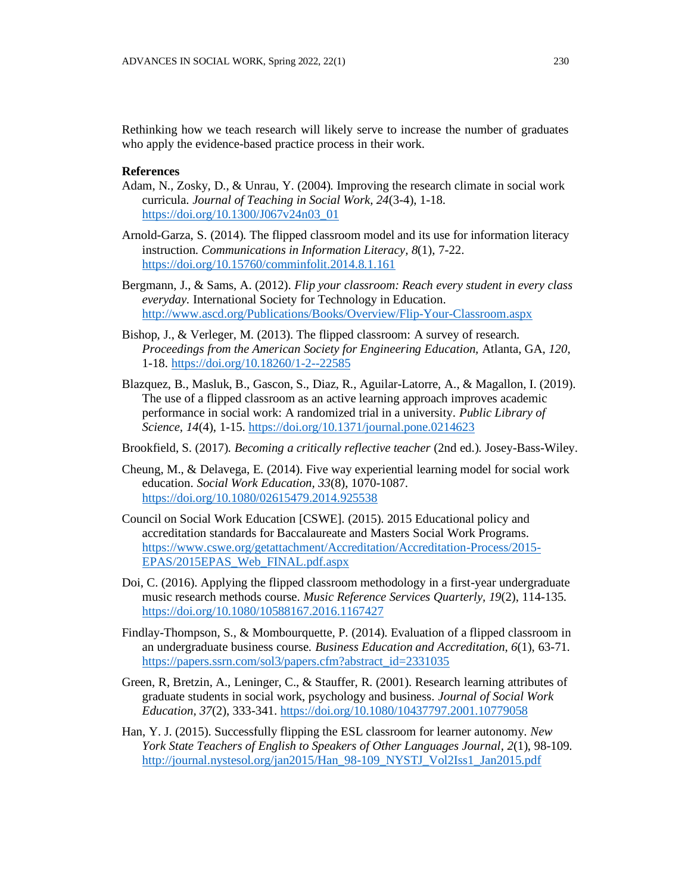Rethinking how we teach research will likely serve to increase the number of graduates who apply the evidence-based practice process in their work.

**References**

Adam, N., Zosky, D., & Unrau, Y. (2004). Improving the research climate in social work curricula. *Journal of Teaching in Social Work, 24*(3-4), 1-18. https://doi.org/10.1300/J067v24n03_01

Arnold-Garza, S. (2014). The flipped classroom model and its use for information literacy instruction. *Communications in Information Literacy, 8*(1), 7-22. https://doi.org/10.15760/comminfolit.2014.8.1.161

Bergmann, J., & Sams, A. (2012). *Flip your classroom: Reach every student in every class everyday.* International Society for Technology in Education. http://www.ascd.org/Publications/Books/Overview/Flip-Your-Classroom.aspx

Bishop, J., & Verleger, M. (2013). The flipped classroom: A survey of research. *Proceedings from the American Society for Engineering Education,* Atlanta, GA, *120*, 1-18. https://doi.org/10.18260/1-2--22585

Blazquez, B., Masluk, B., Gascon, S., Diaz, R., Aguilar-Latorre, A., & Magallon, I. (2019). The use of a flipped classroom as an active learning approach improves academic performance in social work: A randomized trial in a university. *Public Library of Science*, *14*(4), 1-15. https://doi.org/10.1371/journal.pone.0214623

Brookfield, S. (2017). *Becoming a critically reflective teacher* (2nd ed.). Josey-Bass-Wiley.

Cheung, M., & Delavega, E. (2014). Five way experiential learning model for social work education. *Social Work Education, 33*(8), 1070-1087. https://doi.org/10.1080/02615479.2014.925538

Council on Social Work Education [CSWE]. (2015). 2015 Educational policy and accreditation standards for Baccalaureate and Masters Social Work Programs. https://www.cswe.org/getattachment/Accreditation/Accreditation-Process/2015-EPAS/2015EPAS_Web_FINAL.pdf.aspx

Doi, C. (2016). Applying the flipped classroom methodology in a first-year undergraduate music research methods course. *Music Reference Services Quarterly, 19*(2), 114-135. https://doi.org/10.1080/10588167.2016.1167427

Findlay-Thompson, S., & Mombourquette, P. (2014). Evaluation of a flipped classroom in an undergraduate business course. *Business Education and Accreditation, 6*(1), 63-71. https://papers.ssrn.com/sol3/papers.cfm?abstract_id=2331035

Green, R, Bretzin, A., Leninger, C., & Stauffer, R. (2001). Research learning attributes of graduate students in social work, psychology and business. *Journal of Social Work Education, 37*(2), 333-341. https://doi.org/10.1080/10437797.2001.10779058

Han, Y. J. (2015). Successfully flipping the ESL classroom for learner autonomy. *New York State Teachers of English to Speakers of Other Languages Journal*, *2*(1), 98-109. http://journal.nystesol.org/jan2015/Han_98-109_NYSTJ_Vol2Iss1_Jan2015.pdf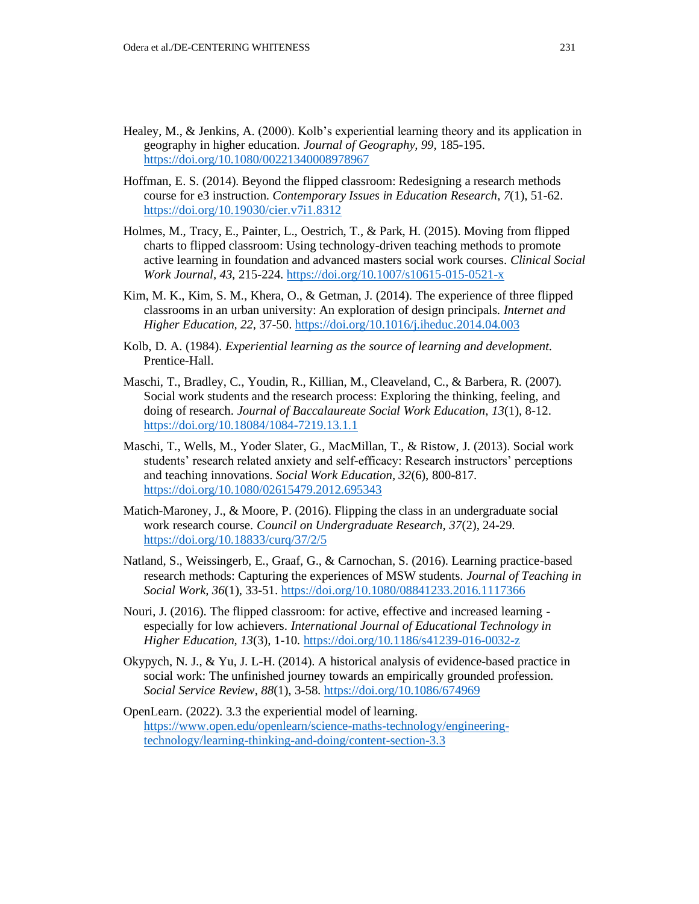Healey, M., & Jenkins, A. (2000). Kolb's experiential learning theory and its application in geography in higher education. *Journal of Geography*, *99*, 185-195. https://doi.org/10.1080/00221340008978967

Hoffman, E. S. (2014). Beyond the flipped classroom: Redesigning a research methods course for e3 instruction. *Contemporary Issues in Education Research*, *7*(1), 51-62. https://doi.org/10.19030/cier.v7i1.8312

Holmes, M., Tracy, E., Painter, L., Oestrich, T., & Park, H. (2015). Moving from flipped charts to flipped classroom: Using technology-driven teaching methods to promote active learning in foundation and advanced masters social work courses. *Clinical Social Work Journal*, *43*, 215-224. https://doi.org/10.1007/s10615-015-0521-x

Kim, M. K., Kim, S. M., Khera, O., & Getman, J. (2014). The experience of three flipped classrooms in an urban university: An exploration of design principals. *Internet and Higher Education*, *22*, 37-50. https://doi.org/10.1016/j.iheduc.2014.04.003

Kolb, D. A. (1984). *Experiential learning as the source of learning and development.* Prentice-Hall.

Maschi, T., Bradley, C., Youdin, R., Killian, M., Cleaveland, C., & Barbera, R. (2007). Social work students and the research process: Exploring the thinking, feeling, and doing of research. *Journal of Baccalaureate Social Work Education*, *13*(1), 8-12. https://doi.org/10.18084/1084-7219.13.1.1

Maschi, T., Wells, M., Yoder Slater, G., MacMillan, T., & Ristow, J. (2013). Social work students' research related anxiety and self-efficacy: Research instructors' perceptions and teaching innovations. *Social Work Education*, *32*(6), 800-817. https://doi.org/10.1080/02615479.2012.695343

Matich-Maroney, J., & Moore, P. (2016). Flipping the class in an undergraduate social work research course. *Council on Undergraduate Research*, *37*(2), 24-29. https://doi.org/10.18833/curq/37/2/5

Natland, S., Weissingerb, E., Graaf, G., & Carnochan, S. (2016). Learning practice-based research methods: Capturing the experiences of MSW students. *Journal of Teaching in Social Work*, *36*(1), 33-51. https://doi.org/10.1080/08841233.2016.1117366

Nouri, J. (2016). The flipped classroom: for active, effective and increased learning - especially for low achievers. *International Journal of Educational Technology in Higher Education*, *13*(3), 1-10. https://doi.org/10.1186/s41239-016-0032-z

Okypych, N. J., & Yu, J. L-H. (2014). A historical analysis of evidence-based practice in social work: The unfinished journey towards an empirically grounded profession. *Social Service Review*, *88*(1), 3-58. https://doi.org/10.1086/674969

OpenLearn. (2022). 3.3 the experiential model of learning. https://www.open.edu/openlearn/science-maths-technology/engineering-technology/learning-thinking-and-doing/content-section-3.3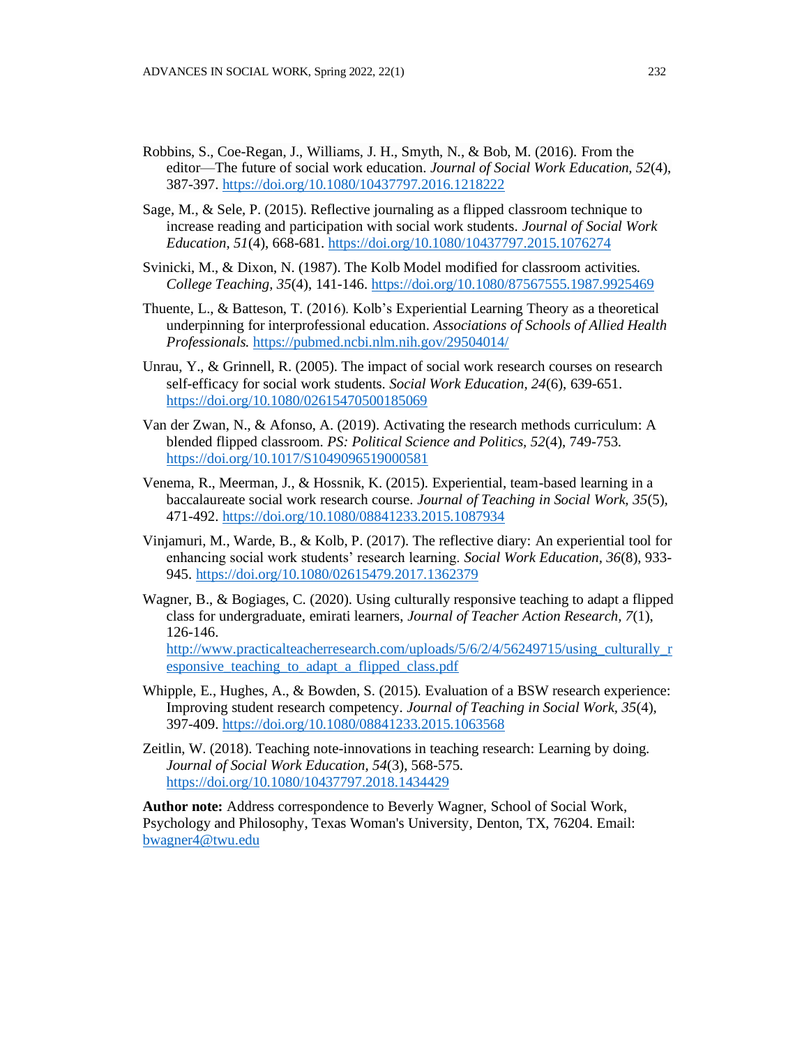Robbins, S., Coe-Regan, J., Williams, J. H., Smyth, N., & Bob, M. (2016). From the editor—The future of social work education. *Journal of Social Work Education, 52*(4), 387-397. https://doi.org/10.1080/10437797.2016.1218222

Sage, M., & Sele, P. (2015). Reflective journaling as a flipped classroom technique to increase reading and participation with social work students. *Journal of Social Work Education, 51*(4), 668-681. https://doi.org/10.1080/10437797.2015.1076274

Svinicki, M., & Dixon, N. (1987). The Kolb Model modified for classroom activities. *College Teaching, 35*(4), 141-146. https://doi.org/10.1080/87567555.1987.9925469

Thuente, L., & Batteson, T. (2016). Kolb's Experiential Learning Theory as a theoretical underpinning for interprofessional education. *Associations of Schools of Allied Health Professionals.* https://pubmed.ncbi.nlm.nih.gov/29504014/

Unrau, Y., & Grinnell, R. (2005). The impact of social work research courses on research self-efficacy for social work students. *Social Work Education, 24*(6), 639-651. https://doi.org/10.1080/02615470500185069

Van der Zwan, N., & Afonso, A. (2019). Activating the research methods curriculum: A blended flipped classroom. *PS: Political Science and Politics, 52*(4), 749-753. https://doi.org/10.1017/S1049096519000581

Venema, R., Meerman, J., & Hossnik, K. (2015). Experiential, team-based learning in a baccalaureate social work research course. *Journal of Teaching in Social Work, 35*(5), 471-492. https://doi.org/10.1080/08841233.2015.1087934

Vinjamuri, M., Warde, B., & Kolb, P. (2017). The reflective diary: An experiential tool for enhancing social work students' research learning. *Social Work Education, 36*(8), 933-945. https://doi.org/10.1080/02615479.2017.1362379

Wagner, B., & Bogiages, C. (2020). Using culturally responsive teaching to adapt a flipped class for undergraduate, emirati learners, *Journal of Teacher Action Research, 7*(1), 126-146. http://www.practicalteacherresearch.com/uploads/5/6/2/4/56249715/using_culturally_responsive_teaching_to_adapt_a_flipped_class.pdf

Whipple, E., Hughes, A., & Bowden, S. (2015). Evaluation of a BSW research experience: Improving student research competency. *Journal of Teaching in Social Work, 35*(4), 397-409. https://doi.org/10.1080/08841233.2015.1063568

Zeitlin, W. (2018). Teaching note-innovations in teaching research: Learning by doing. *Journal of Social Work Education, 54*(3), 568-575. https://doi.org/10.1080/10437797.2018.1434429

**Author note:** Address correspondence to Beverly Wagner, School of Social Work, Psychology and Philosophy, Texas Woman's University, Denton, TX, 76204. Email: bwagner4@twu.edu